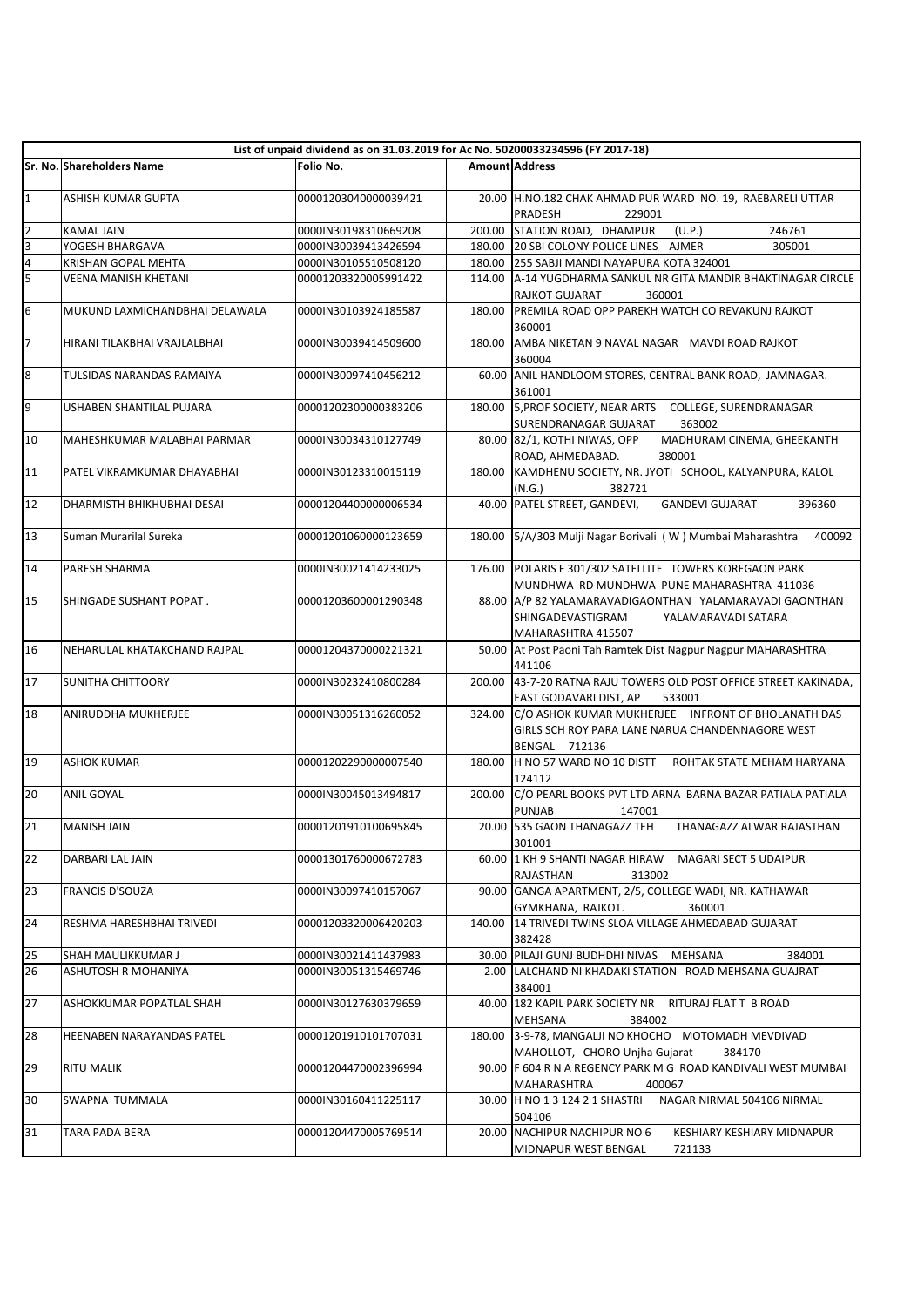| List of unpaid dividend as on 31.03.2019 for Ac No. 50200033234596 (FY 2017-18) | | | | |
|---|---|---|---|---|
| Sr. No. | Shareholders Name | Folio No. | Amount | Address |
| 1 | ASHISH KUMAR GUPTA | 00001203040000039421 | 20.00 | H.NO.182 CHAK AHMAD PUR WARD NO. 19, RAEBARELI UTTAR PRADESH 229001 |
| 2 | KAMAL JAIN | 0000IN30198310669208 | 200.00 | STATION ROAD, DHAMPUR (U.P.) 246761 |
| 3 | YOGESH BHARGAVA | 0000IN30039413426594 | 180.00 | 20 SBI COLONY POLICE LINES AJMER 305001 |
| 4 | KRISHAN GOPAL MEHTA | 0000IN30105510508120 | 180.00 | 255 SABJI MANDI NAYAPURA KOTA 324001 |
| 5 | VEENA MANISH KHETANI | 00001203320005991422 | 114.00 | A-14 YUGDHARMA SANKUL NR GITA MANDIR BHAKTINAGAR CIRCLE RAJKOT GUJARAT 360001 |
| 6 | MUKUND LAXMICHANDBHAI DELAWALA | 0000IN30103924185587 | 180.00 | PREMILA ROAD OPP PAREKH WATCH CO REVAKUNJ RAJKOT 360001 |
| 7 | HIRANI TILAKBHAI VRAJLALBHAI | 0000IN30039414509600 | 180.00 | AMBA NIKETAN 9 NAVAL NAGAR MAVDI ROAD RAJKOT 360004 |
| 8 | TULSIDAS NARANDAS RAMAIYA | 0000IN30097410456212 | 60.00 | ANIL HANDLOOM STORES, CENTRAL BANK ROAD, JAMNAGAR. 361001 |
| 9 | USHABEN SHANTILAL PUJARA | 00001202300000383206 | 180.00 | 5,PROF SOCIETY, NEAR ARTS COLLEGE, SURENDRANAGAR SURENDRANAGAR GUJARAT 363002 |
| 10 | MAHESHKUMAR MALABHAI PARMAR | 0000IN30034310127749 | 80.00 | 82/1, KOTHI NIWAS, OPP MADHURAM CINEMA, GHEEKANTH ROAD, AHMEDABAD. 380001 |
| 11 | PATEL VIKRAMKUMAR DHAYABHAI | 0000IN30123310015119 | 180.00 | KAMDHENU SOCIETY, NR. JYOTI SCHOOL, KALYANPURA, KALOL (N.G.) 382721 |
| 12 | DHARMISTH BHIKHUBHAI DESAI | 00001204400000006534 | 40.00 | PATEL STREET, GANDEVI, GANDEVI GUJARAT 396360 |
| 13 | Suman Murarilal Sureka | 00001201060000123659 | 180.00 | 5/A/303 Mulji Nagar Borivali ( W ) Mumbai Maharashtra 400092 |
| 14 | PARESH SHARMA | 0000IN30021414233025 | 176.00 | POLARIS F 301/302 SATELLITE TOWERS KOREGAON PARK MUNDHWA RD MUNDHWA PUNE MAHARASHTRA 411036 |
| 15 | SHINGADE SUSHANT POPAT . | 00001203600001290348 | 88.00 | A/P 82 YALAMARAVADIGAONTHAN YALAMARAVADI GAONTHAN SHINGADEVASTIGRAM YALAMARAVADI SATARA MAHARASHTRA 415507 |
| 16 | NEHARULAL KHATAKCHAND RAJPAL | 00001204370000221321 | 50.00 | At Post Paoni Tah Ramtek Dist Nagpur Nagpur MAHARASHTRA 441106 |
| 17 | SUNITHA CHITTOORY | 0000IN30232410800284 | 200.00 | 43-7-20 RATNA RAJU TOWERS OLD POST OFFICE STREET KAKINADA, EAST GODAVARI DIST, AP 533001 |
| 18 | ANIRUDDHA MUKHERJEE | 0000IN30051316260052 | 324.00 | C/O ASHOK KUMAR MUKHERJEE INFRONT OF BHOLANATH DAS GIRLS SCH ROY PARA LANE NARUA CHANDENNAGORE WEST BENGAL 712136 |
| 19 | ASHOK KUMAR | 00001202290000007540 | 180.00 | H NO 57 WARD NO 10 DISTT ROHTAK STATE MEHAM HARYANA 124112 |
| 20 | ANIL GOYAL | 0000IN30045013494817 | 200.00 | C/O PEARL BOOKS PVT LTD ARNA BARNA BAZAR PATIALA PATIALA PUNJAB 147001 |
| 21 | MANISH JAIN | 00001201910100695845 | 20.00 | 535 GAON THANAGAZZ TEH THANAGAZZ ALWAR RAJASTHAN 301001 |
| 22 | DARBARI LAL JAIN | 00001301760000672783 | 60.00 | 1 KH 9 SHANTI NAGAR HIRAW MAGARI SECT 5 UDAIPUR RAJASTHAN 313002 |
| 23 | FRANCIS D'SOUZA | 0000IN30097410157067 | 90.00 | GANGA APARTMENT, 2/5, COLLEGE WADI, NR. KATHAWAR GYMKHANA, RAJKOT. 360001 |
| 24 | RESHMA HARESHBHAI TRIVEDI | 00001203320006420203 | 140.00 | 14 TRIVEDI TWINS SLOA VILLAGE AHMEDABAD GUJARAT 382428 |
| 25 | SHAH MAULIKKUMAR J | 0000IN30021411437983 | 30.00 | PILAJI GUNJ BUDHDHI NIVAS MEHSANA 384001 |
| 26 | ASHUTOSH R MOHANIYA | 0000IN30051315469746 | 2.00 | LALCHAND NI KHADAKI STATION ROAD MEHSANA GUAJRAT 384001 |
| 27 | ASHOKKUMAR POPATLAL SHAH | 0000IN30127630379659 | 40.00 | 182 KAPIL PARK SOCIETY NR RITURAJ FLAT T B ROAD MEHSANA 384002 |
| 28 | HEENABEN NARAYANDAS PATEL | 00001201910101707031 | 180.00 | 3-9-78, MANGALJI NO KHOCHO MOTOMADH MEVDIVAD MAHOLLOT, CHORO Unjha Gujarat 384170 |
| 29 | RITU MALIK | 00001204470002396994 | 90.00 | F 604 R N A REGENCY PARK M G ROAD KANDIVALI WEST MUMBAI MAHARASHTRA 400067 |
| 30 | SWAPNA TUMMALA | 0000IN30160411225117 | 30.00 | H NO 1 3 124 2 1 SHASTRI NAGAR NIRMAL 504106 NIRMAL 504106 |
| 31 | TARA PADA BERA | 00001204470005769514 | 20.00 | NACHIPUR NACHIPUR NO 6 KESHIARY KESHIARY MIDNAPUR MIDNAPUR WEST BENGAL 721133 |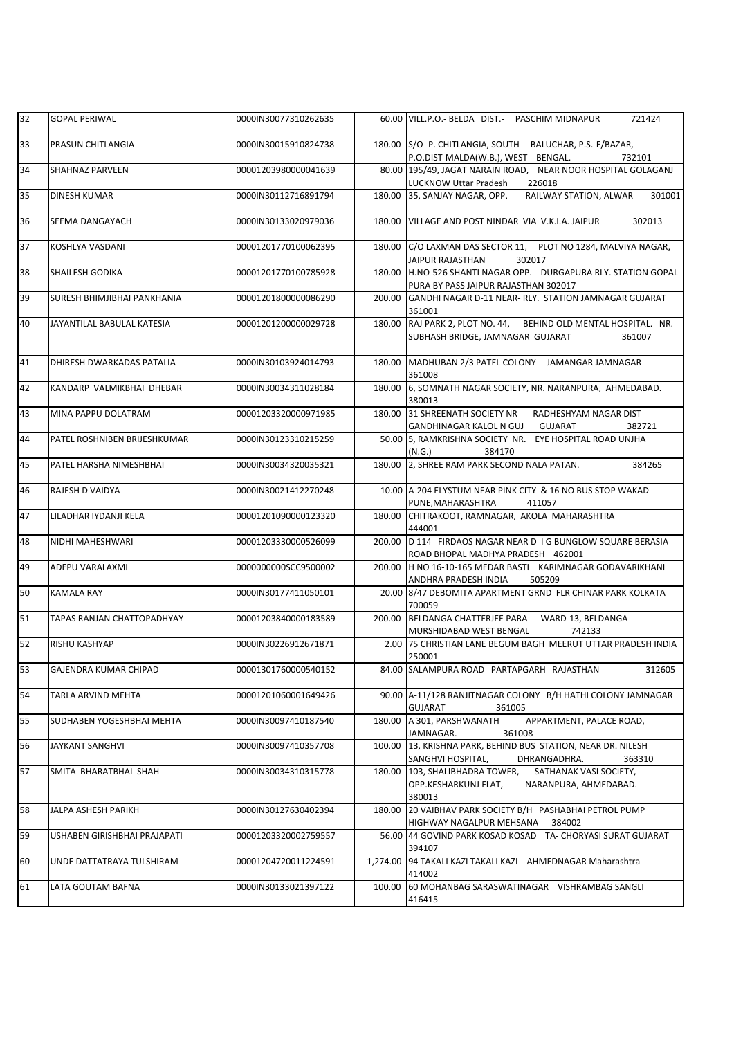| 32 | GOPAL PERIWAL | 0000IN30077310262635 | 60.00 | VILL.P.O.- BELDA DIST.- PASCHIM MIDNAPUR 721424 |
|---|---|---|---|---|
| 33 | PRASUN CHITLANGIA | 0000IN30015910824738 | 180.00 | S/O- P. CHITLANGIA, SOUTH BALUCHAR, P.S.-E/BAZAR, P.O.DIST-MALDA(W.B.), WEST BENGAL. 732101 |
| 34 | SHAHNAZ PARVEEN | 00001203980000041639 | 80.00 | 195/49, JAGAT NARAIN ROAD, NEAR NOOR HOSPITAL GOLAGANJ LUCKNOW Uttar Pradesh 226018 |
| 35 | DINESH KUMAR | 0000IN30112716891794 | 180.00 | 35, SANJAY NAGAR, OPP. RAILWAY STATION, ALWAR 301001 |
| 36 | SEEMA DANGAYACH | 0000IN30133020979036 | 180.00 | VILLAGE AND POST NINDAR VIA V.K.I.A. JAIPUR 302013 |
| 37 | KOSHLYA VASDANI | 00001201770100062395 | 180.00 | C/O LAXMAN DAS SECTOR 11, PLOT NO 1284, MALVIYA NAGAR, JAIPUR RAJASTHAN 302017 |
| 38 | SHAILESH GODIKA | 00001201770100785928 | 180.00 | H.NO-526 SHANTI NAGAR OPP. DURGAPURA RLY. STATION GOPAL PURA BY PASS JAIPUR RAJASTHAN 302017 |
| 39 | SURESH BHIMJIBHAI PANKHANIA | 00001201800000086290 | 200.00 | GANDHI NAGAR D-11 NEAR- RLY. STATION JAMNAGAR GUJARAT 361001 |
| 40 | JAYANTILAL BABULAL KATESIA | 00001201200000029728 | 180.00 | RAJ PARK 2, PLOT NO. 44, BEHIND OLD MENTAL HOSPITAL. NR. SUBHASH BRIDGE, JAMNAGAR GUJARAT 361007 |
| 41 | DHIRESH DWARKADAS PATALIA | 0000IN30103924014793 | 180.00 | MADHUBAN 2/3 PATEL COLONY JAMANGAR JAMNAGAR 361008 |
| 42 | KANDARP VALMIKBHAI DHEBAR | 0000IN30034311028184 | 180.00 | 6, SOMNATH NAGAR SOCIETY, NR. NARANPURA, AHMEDABAD. 380013 |
| 43 | MINA PAPPU DOLATRAM | 00001203320000971985 | 180.00 | 31 SHREENATH SOCIETY NR RADHESHYAM NAGAR DIST GANDHINAGAR KALOL N GUJ GUJARAT 382721 |
| 44 | PATEL ROSHNIBEN BRIJESHKUMAR | 0000IN30123310215259 | 50.00 | 5, RAMKRISHNA SOCIETY NR. EYE HOSPITAL ROAD UNJHA (N.G.) 384170 |
| 45 | PATEL HARSHA NIMESHBHAI | 0000IN30034320035321 | 180.00 | 2, SHREE RAM PARK SECOND NALA PATAN. 384265 |
| 46 | RAJESH D VAIDYA | 0000IN30021412270248 | 10.00 | A-204 ELYSTUM NEAR PINK CITY & 16 NO BUS STOP WAKAD PUNE,MAHARASHTRA 411057 |
| 47 | LILADHAR IYDANJI KELA | 00001201090000123320 | 180.00 | CHITRAKOOT, RAMNAGAR, AKOLA MAHARASHTRA 444001 |
| 48 | NIDHI MAHESHWARI | 00001203330000526099 | 200.00 | D 114 FIRDAOS NAGAR NEAR D I G BUNGLOW SQUARE BERASIA ROAD BHOPAL MADHYA PRADESH 462001 |
| 49 | ADEPU VARALAXMI | 0000000000SCC9500002 | 200.00 | H NO 16-10-165 MEDAR BASTI KARIMNAGAR GODAVARIKHANI ANDHRA PRADESH INDIA 505209 |
| 50 | KAMALA RAY | 0000IN30177411050101 | 20.00 | 8/47 DEBOMITA APARTMENT GRND FLR CHINAR PARK KOLKATA 700059 |
| 51 | TAPAS RANJAN CHATTOPADHYAY | 00001203840000183589 | 200.00 | BELDANGA CHATTERJEE PARA WARD-13, BELDANGA MURSHIDABAD WEST BENGAL 742133 |
| 52 | RISHU KASHYAP | 0000IN30226912671871 | 2.00 | 75 CHRISTIAN LANE BEGUM BAGH MEERUT UTTAR PRADESH INDIA 250001 |
| 53 | GAJENDRA KUMAR CHIPAD | 00001301760000540152 | 84.00 | SALAMPURA ROAD PARTAPGARH RAJASTHAN 312605 |
| 54 | TARLA ARVIND MEHTA | 00001201060001649426 | 90.00 | A-11/128 RANJITNAGAR COLONY B/H HATHI COLONY JAMNAGAR GUJARAT 361005 |
| 55 | SUDHABEN YOGESHBHAI MEHTA | 0000IN30097410187540 | 180.00 | A 301, PARSHWANATH APPARTMENT, PALACE ROAD, JAMNAGAR. 361008 |
| 56 | JAYKANT SANGHVI | 0000IN30097410357708 | 100.00 | 13, KRISHNA PARK, BEHIND BUS STATION, NEAR DR. NILESH SANGHVI HOSPITAL, DHRANGADHRA. 363310 |
| 57 | SMITA BHARATBHAI SHAH | 0000IN30034310315778 | 180.00 | 103, SHALIBHADRA TOWER, SATHANAK VASI SOCIETY, OPP.KESHARKUNJ FLAT, NARANPURA, AHMEDABAD. 380013 |
| 58 | JALPA ASHESH PARIKH | 0000IN30127630402394 | 180.00 | 20 VAIBHAV PARK SOCIETY B/H PASHABHAI PETROL PUMP HIGHWAY NAGALPUR MEHSANA 384002 |
| 59 | USHABEN GIRISHBHAI PRAJAPATI | 00001203320002759557 | 56.00 | 44 GOVIND PARK KOSAD KOSAD TA- CHORYASI SURAT GUJARAT 394107 |
| 60 | UNDE DATTATRAYA TULSHIRAM | 00001204720011224591 | 1,274.00 | 94 TAKALI KAZI TAKALI KAZI AHMEDNAGAR Maharashtra 414002 |
| 61 | LATA GOUTAM BAFNA | 0000IN30133021397122 | 100.00 | 60 MOHANBAG SARASWATINAGAR VISHRAMBAG SANGLI 416415 |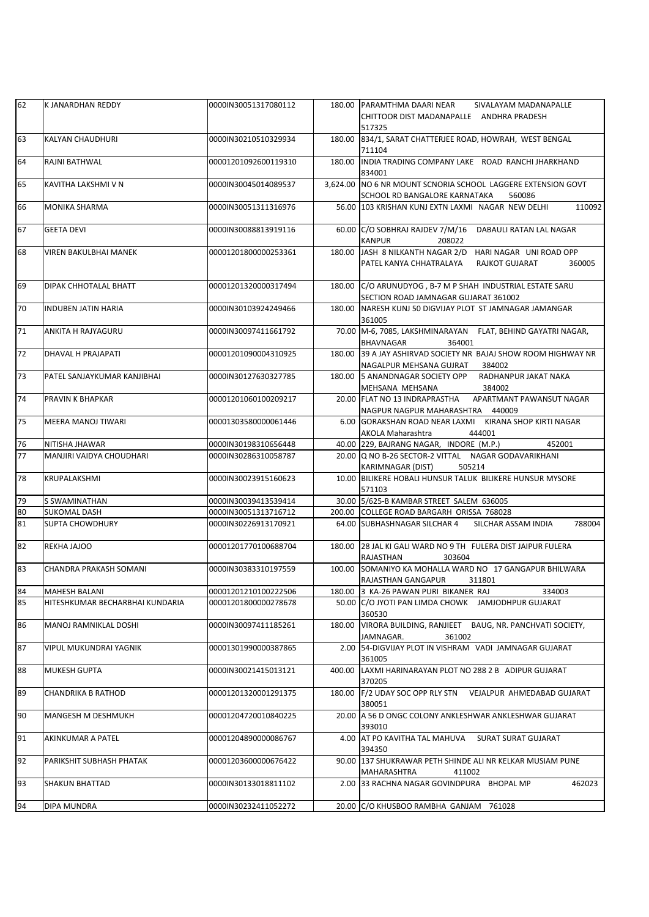| 62 | K JANARDHAN REDDY | 0000IN30051317080112 | 180.00 | PARAMTHMA DAARI NEAR SIVALAYAM MADANAPALLE CHITTOOR DIST MADANAPALLE ANDHRA PRADESH 517325 |
|---|---|---|---|---|
| 63 | KALYAN CHAUDHURI | 0000IN30210510329934 | 180.00 | 834/1, SARAT CHATTERJEE ROAD, HOWRAH, WEST BENGAL 711104 |
| 64 | RAJNI BATHWAL | 00001201092600119310 | 180.00 | INDIA TRADING COMPANY LAKE ROAD RANCHI JHARKHAND 834001 |
| 65 | KAVITHA LAKSHMI V N | 0000IN30045014089537 | 3,624.00 | NO 6 NR MOUNT SCNORIA SCHOOL LAGGERE EXTENSION GOVT SCHOOL RD BANGALORE KARNATAKA 560086 |
| 66 | MONIKA SHARMA | 0000IN30051311316976 | 56.00 | 103 KRISHAN KUNJ EXTN LAXMI NAGAR NEW DELHI 110092 |
| 67 | GEETA DEVI | 0000IN30088813919116 | 60.00 | C/O SOBHRAJ RAJDEV 7/M/16 DABAULI RATAN LAL NAGAR KANPUR 208022 |
| 68 | VIREN BAKULBHAI MANEK | 00001201800000253361 | 180.00 | JASH 8 NILKANTH NAGAR 2/D HARI NAGAR UNI ROAD OPP PATEL KANYA CHHATRALAYA RAJKOT GUJARAT 360005 |
| 69 | DIPAK CHHOTALAL BHATT | 00001201320000317494 | 180.00 | C/O ARUNUDYOG , B-7 M P SHAH INDUSTRIAL ESTATE SARU SECTION ROAD JAMNAGAR GUJARAT 361002 |
| 70 | INDUBEN JATIN HARIA | 0000IN30103924249466 | 180.00 | NARESH KUNJ 50 DIGVIJAY PLOT ST JAMNAGAR JAMANGAR 361005 |
| 71 | ANKITA H RAJYAGURU | 0000IN30097411661792 | 70.00 | M-6, 7085, LAKSHMINARAYAN FLAT, BEHIND GAYATRI NAGAR, BHAVNAGAR 364001 |
| 72 | DHAVAL H PRAJAPATI | 00001201090004310925 | 180.00 | 39 A JAY ASHIRVAD SOCIETY NR BAJAJ SHOW ROOM HIGHWAY NR NAGALPUR MEHSANA GUJRAT 384002 |
| 73 | PATEL SANJAYKUMAR KANJIBHAI | 0000IN30127630327785 | 180.00 | 5 ANANDNAGAR SOCIETY OPP RADHANPUR JAKAT NAKA MEHSANA MEHSANA 384002 |
| 74 | PRAVIN K BHAPKAR | 00001201060100209217 | 20.00 | FLAT NO 13 INDRAPRASTHA APARTMANT PAWANSUT NAGAR NAGPUR NAGPUR MAHARASHTRA 440009 |
| 75 | MEERA MANOJ TIWARI | 00001303580000061446 | 6.00 | GORAKSHAN ROAD NEAR LAXMI KIRANA SHOP KIRTI NAGAR AKOLA Maharashtra 444001 |
| 76 | NITISHA JHAWAR | 0000IN30198310656448 | 40.00 | 229, BAJRANG NAGAR, INDORE (M.P.) 452001 |
| 77 | MANJIRI VAIDYA CHOUDHARI | 0000IN30286310058787 | 20.00 | Q NO B-26 SECTOR-2 VITTAL NAGAR GODAVARIKHANI KARIMNAGAR (DIST) 505214 |
| 78 | KRUPALAKSHMI | 0000IN30023915160623 | 10.00 | BILIKERE HOBALI HUNSUR TALUK BILIKERE HUNSUR MYSORE 571103 |
| 79 | S SWAMINATHAN | 0000IN30039413539414 | 30.00 | 5/625-B KAMBAR STREET SALEM 636005 |
| 80 | SUKOMAL DASH | 0000IN30051313716712 | 200.00 | COLLEGE ROAD BARGARH ORISSA 768028 |
| 81 | SUPTA CHOWDHURY | 0000IN30226913170921 | 64.00 | SUBHASHNAGAR SILCHAR 4 SILCHAR ASSAM INDIA 788004 |
| 82 | REKHA JAJOO | 00001201770100688704 | 180.00 | 28 JAL KI GALI WARD NO 9 TH FULERA DIST JAIPUR FULERA RAJASTHAN 303604 |
| 83 | CHANDRA PRAKASH SOMANI | 0000IN30383310197559 | 100.00 | SOMANIYO KA MOHALLA WARD NO 17 GANGAPUR BHILWARA RAJASTHAN GANGAPUR 311801 |
| 84 | MAHESH BALANI | 00001201210100222506 | 180.00 | 3 KA-26 PAWAN PURI BIKANER RAJ 334003 |
| 85 | HITESHKUMAR BECHARBHAI KUNDARIA | 00001201800000278678 | 50.00 | C/O JYOTI PAN LIMDA CHOWK JAMJODHPUR GUJARAT 360530 |
| 86 | MANOJ RAMNIKLAL DOSHI | 0000IN30097411185261 | 180.00 | VIRORA BUILDING, RANJIEET BAUG, NR. PANCHVATI SOCIETY, JAMNAGAR. 361002 |
| 87 | VIPUL MUKUNDRAI YAGNIK | 00001301990000387865 | 2.00 | 54-DIGVIJAY PLOT IN VISHRAM VADI JAMNAGAR GUJARAT 361005 |
| 88 | MUKESH GUPTA | 0000IN30021415013121 | 400.00 | LAXMI HARINARAYAN PLOT NO 288 2 B ADIPUR GUJARAT 370205 |
| 89 | CHANDRIKA B RATHOD | 00001201320001291375 | 180.00 | F/2 UDAY SOC OPP RLY STN VEJALPUR AHMEDABAD GUJARAT 380051 |
| 90 | MANGESH M DESHMUKH | 00001204720010840225 | 20.00 | A 56 D ONGC COLONY ANKLESHWAR ANKLESHWAR GUJARAT 393010 |
| 91 | AKINKUMAR A PATEL | 00001204890000086767 | 4.00 | AT PO KAVITHA TAL MAHUVA SURAT SURAT GUJARAT 394350 |
| 92 | PARIKSHIT SUBHASH PHATAK | 00001203600000676422 | 90.00 | 137 SHUKRAWAR PETH SHINDE ALI NR KELKAR MUSIAM PUNE MAHARASHTRA 411002 |
| 93 | SHAKUN BHATTAD | 0000IN30133018811102 | 2.00 | 33 RACHNA NAGAR GOVINDPURA BHOPAL MP 462023 |
| 94 | DIPA MUNDRA | 0000IN30232411052272 | 20.00 | C/O KHUSBOO RAMBHA GANJAM 761028 |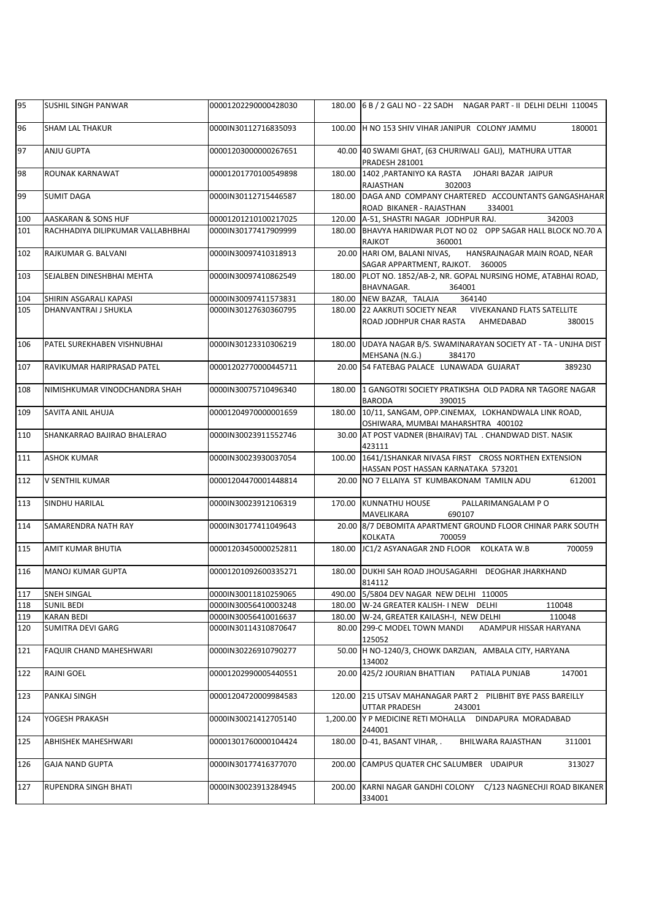| | | | | |
|---|---|---|---|---|
| 95 | SUSHIL SINGH PANWAR | 00001202290000428030 | 180.00 | 6 B / 2 GALI NO - 22 SADH NAGAR PART - II DELHI DELHI 110045 |
| 96 | SHAM LAL THAKUR | 0000IN30112716835093 | 100.00 | H NO 153 SHIV VIHAR JANIPUR COLONY JAMMU 180001 |
| 97 | ANJU GUPTA | 00001203000000267651 | 40.00 | 40 SWAMI GHAT, (63 CHURIWALI GALI), MATHURA UTTAR PRADESH 281001 |
| 98 | ROUNAK KARNAWAT | 00001201770100549898 | 180.00 | 1402 ,PARTANIYO KA RASTA JOHARI BAZAR JAIPUR RAJASTHAN 302003 |
| 99 | SUMIT DAGA | 0000IN30112715446587 | 180.00 | DAGA AND COMPANY CHARTERED ACCOUNTANTS GANGASHAHAR ROAD BIKANER - RAJASTHAN 334001 |
| 100 | AASKARAN & SONS HUF | 00001201210100217025 | 120.00 | A-51, SHASTRI NAGAR JODHPUR RAJ. 342003 |
| 101 | RACHHADIYA DILIPKUMAR VALLABHBHAI | 0000IN30177417909999 | 180.00 | BHAVYA HARIDWAR PLOT NO 02 OPP SAGAR HALL BLOCK NO.70 A RAJKOT 360001 |
| 102 | RAJKUMAR G. BALVANI | 0000IN30097410318913 | 20.00 | HARI OM, BALANI NIVAS, HANSRAJNAGAR MAIN ROAD, NEAR SAGAR APPARTMENT, RAJKOT. 360005 |
| 103 | SEJALBEN DINESHBHAI MEHTA | 0000IN30097410862549 | 180.00 | PLOT NO. 1852/AB-2, NR. GOPAL NURSING HOME, ATABHAI ROAD, BHAVNAGAR. 364001 |
| 104 | SHIRIN ASGARALI KAPASI | 0000IN30097411573831 | 180.00 | NEW BAZAR, TALAJA 364140 |
| 105 | DHANVANTRAI J SHUKLA | 0000IN30127630360795 | 180.00 | 22 AAKRUTI SOCIETY NEAR VIVEKANAND FLATS SATELLITE ROAD JODHPUR CHAR RASTA AHMEDABAD 380015 |
| 106 | PATEL SUREKHABEN VISHNUBHAI | 0000IN30123310306219 | 180.00 | UDAYA NAGAR B/S. SWAMINARAYAN SOCIETY AT - TA - UNJHA DIST MEHSANA (N.G.) 384170 |
| 107 | RAVIKUMAR HARIPRASAD PATEL | 00001202770000445711 | 20.00 | 54 FATEBAG PALACE LUNAWADA GUJARAT 389230 |
| 108 | NIMISHKUMAR VINODCHANDRA SHAH | 0000IN30075710496340 | 180.00 | 1 GANGOTRI SOCIETY PRATIKSHA OLD PADRA NR TAGORE NAGAR BARODA 390015 |
| 109 | SAVITA ANIL AHUJA | 00001204970000001659 | 180.00 | 10/11, SANGAM, OPP.CINEMAX, LOKHANDWALA LINK ROAD, OSHIWARA, MUMBAI MAHARSHTRA 400102 |
| 110 | SHANKARRAO BAJIRAO BHALERAO | 0000IN30023911552746 | 30.00 | AT POST VADNER (BHAIRAV) TAL . CHANDWAD DIST. NASIK 423111 |
| 111 | ASHOK KUMAR | 0000IN30023930037054 | 100.00 | 1641/1SHANKAR NIVASA FIRST CROSS NORTHEN EXTENSION HASSAN POST HASSAN KARNATAKA 573201 |
| 112 | V SENTHIL KUMAR | 00001204470001448814 | 20.00 | NO 7 ELLAIYA ST KUMBAKONAM TAMILN ADU 612001 |
| 113 | SINDHU HARILAL | 0000IN30023912106319 | 170.00 | KUNNATHU HOUSE PALLARIMANGALAM P O MAVELIKARA 690107 |
| 114 | SAMARENDRA NATH RAY | 0000IN30177411049643 | 20.00 | 8/7 DEBOMITA APARTMENT GROUND FLOOR CHINAR PARK SOUTH KOLKATA 700059 |
| 115 | AMIT KUMAR BHUTIA | 00001203450000252811 | 180.00 | JC1/2 ASYANAGAR 2ND FLOOR KOLKATA W.B 700059 |
| 116 | MANOJ KUMAR GUPTA | 00001201092600335271 | 180.00 | DUKHI SAH ROAD JHOUSAGARHI DEOGHAR JHARKHAND 814112 |
| 117 | SNEH SINGAL | 0000IN30011810259065 | 490.00 | 5/5804 DEV NAGAR NEW DELHI 110005 |
| 118 | SUNIL BEDI | 0000IN30056410003248 | 180.00 | W-24 GREATER KALISH- I NEW DELHI 110048 |
| 119 | KARAN BEDI | 0000IN30056410016637 | 180.00 | W-24, GREATER KAILASH-I, NEW DELHI 110048 |
| 120 | SUMITRA DEVI GARG | 0000IN30114310870647 | 80.00 | 299-C MODEL TOWN MANDI ADAMPUR HISSAR HARYANA 125052 |
| 121 | FAQUIR CHAND MAHESHWARI | 0000IN30226910790277 | 50.00 | H NO-1240/3, CHOWK DARZIAN, AMBALA CITY, HARYANA 134002 |
| 122 | RAJNI GOEL | 00001202990005440551 | 20.00 | 425/2 JOURIAN BHATTIAN PATIALA PUNJAB 147001 |
| 123 | PANKAJ SINGH | 00001204720009984583 | 120.00 | 215 UTSAV MAHANAGAR PART 2 PILIBHIT BYE PASS BAREILLY UTTAR PRADESH 243001 |
| 124 | YOGESH PRAKASH | 0000IN30021412705140 | 1,200.00 | Y P MEDICINE RETI MOHALLA DINDAPURA MORADABAD 244001 |
| 125 | ABHISHEK MAHESHWARI | 00001301760000104424 | 180.00 | D-41, BASANT VIHAR, . BHILWARA RAJASTHAN 311001 |
| 126 | GAJA NAND GUPTA | 0000IN30177416377070 | 200.00 | CAMPUS QUATER CHC SALUMBER UDAIPUR 313027 |
| 127 | RUPENDRA SINGH BHATI | 0000IN30023913284945 | 200.00 | KARNI NAGAR GANDHI COLONY C/123 NAGNECHJI ROAD BIKANER 334001 |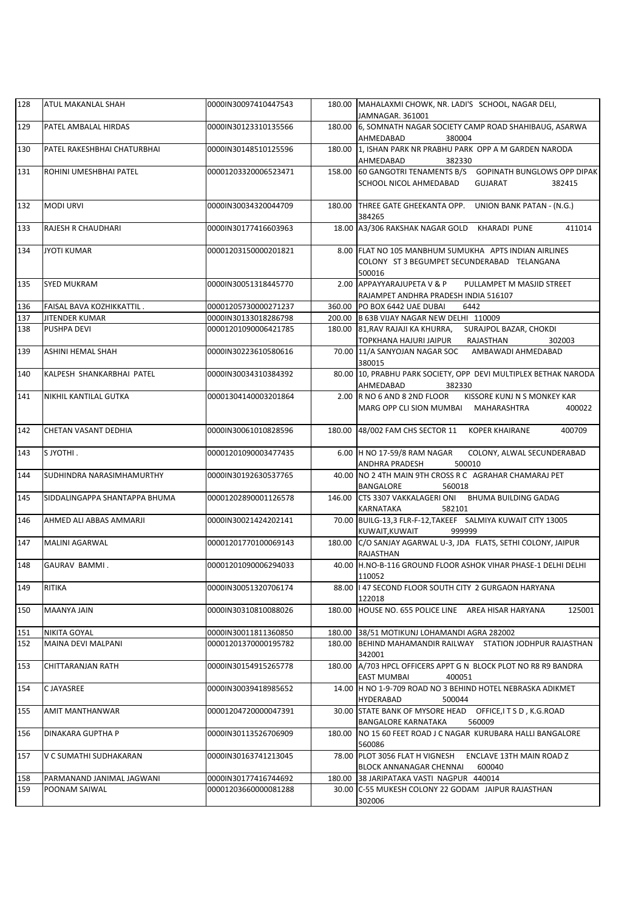| 128 | ATUL MAKANLAL SHAH | 0000IN30097410447543 | 180.00 | MAHALAXMI CHOWK, NR. LADI'S SCHOOL, NAGAR DELI, JAMNAGAR. 361001 |
|---|---|---|---|---|
| 129 | PATEL AMBALAL HIRDAS | 0000IN30123310135566 | 180.00 | 6, SOMNATH NAGAR SOCIETY CAMP ROAD SHAHIBAUG, ASARWA AHMEDABAD 380004 |
| 130 | PATEL RAKESHBHAI CHATURBHAI | 0000IN30148510125596 | 180.00 | 1, ISHAN PARK NR PRABHU PARK OPP A M GARDEN NARODA AHMEDABAD 382330 |
| 131 | ROHINI UMESHBHAI PATEL | 00001203320006523471 | 158.00 | 60 GANGOTRI TENAMENTS B/S GOPINATH BUNGLOWS OPP DIPAK SCHOOL NICOL AHMEDABAD GUJARAT 382415 |
| 132 | MODI URVI | 0000IN30034320044709 | 180.00 | THREE GATE GHEEKANTA OPP. UNION BANK PATAN - (N.G.) 384265 |
| 133 | RAJESH R CHAUDHARI | 0000IN30177416603963 | 18.00 | A3/306 RAKSHAK NAGAR GOLD KHARADI PUNE 411014 |
| 134 | JYOTI KUMAR | 00001203150000201821 | 8.00 | FLAT NO 105 MANBHUM SUMUKHA APTS INDIAN AIRLINES COLONY ST 3 BEGUMPET SECUNDERABAD TELANGANA 500016 |
| 135 | SYED MUKRAM | 0000IN30051318445770 | 2.00 | APPAYYARAJUPETA V & P PULLAMPET M MASJID STREET RAJAMPET ANDHRA PRADESH INDIA 516107 |
| 136 | FAISAL BAVA KOZHIKKATTIL . | 00001205730000271237 | 360.00 | PO BOX 6442 UAE DUBAI 6442 |
| 137 | JITENDER KUMAR | 0000IN30133018286798 | 200.00 | B 63B VIJAY NAGAR NEW DELHI 110009 |
| 138 | PUSHPA DEVI | 00001201090006421785 | 180.00 | 81,RAV RAJAJI KA KHURRA, SURAJPOL BAZAR, CHOKDI TOPKHANA HAJURI JAIPUR RAJASTHAN 302003 |
| 139 | ASHINI HEMAL SHAH | 0000IN30223610580616 | 70.00 | 11/A SANYOJAN NAGAR SOC AMBAWADI AHMEDABAD 380015 |
| 140 | KALPESH SHANKARBHAI PATEL | 0000IN30034310384392 | 80.00 | 10, PRABHU PARK SOCIETY, OPP DEVI MULTIPLEX BETHAK NARODA AHMEDABAD 382330 |
| 141 | NIKHIL KANTILAL GUTKA | 00001304140003201864 | 2.00 | R NO 6 AND 8 2ND FLOOR KISSORE KUNJ N S MONKEY KAR MARG OPP CLI SION MUMBAI MAHARASHTRA 400022 |
| 142 | CHETAN VASANT DEDHIA | 0000IN30061010828596 | 180.00 | 48/002 FAM CHS SECTOR 11 KOPER KHAIRANE 400709 |
| 143 | S JYOTHI . | 00001201090003477435 | 6.00 | H NO 17-59/8 RAM NAGAR COLONY, ALWAL SECUNDERABAD ANDHRA PRADESH 500010 |
| 144 | SUDHINDRA NARASIMHAMURTHY | 0000IN30192630537765 | 40.00 | NO 2 4TH MAIN 9TH CROSS R C AGRAHAR CHAMARAJ PET BANGALORE 560018 |
| 145 | SIDDALINGAPPA SHANTAPPA BHUMA | 00001202890001126578 | 146.00 | CTS 3307 VAKKALAGERI ONI BHUMA BUILDING GADAG KARNATAKA 582101 |
| 146 | AHMED ALI ABBAS AMMARJI | 0000IN30021424202141 | 70.00 | BUILG-13,3 FLR-F-12,TAKEEF SALMIYA KUWAIT CITY 13005 KUWAIT,KUWAIT 999999 |
| 147 | MALINI AGARWAL | 00001201770100069143 | 180.00 | C/O SANJAY AGARWAL U-3, JDA FLATS, SETHI COLONY, JAIPUR RAJASTHAN |
| 148 | GAURAV BAMMI . | 00001201090006294033 | 40.00 | H.NO-B-116 GROUND FLOOR ASHOK VIHAR PHASE-1 DELHI DELHI 110052 |
| 149 | RITIKA | 0000IN30051320706174 | 88.00 | I 47 SECOND FLOOR SOUTH CITY 2 GURGAON HARYANA 122018 |
| 150 | MAANYA JAIN | 0000IN30310810088026 | 180.00 | HOUSE NO. 655 POLICE LINE AREA HISAR HARYANA 125001 |
| 151 | NIKITA GOYAL | 0000IN30011811360850 | 180.00 | 38/51 MOTIKUNJ LOHAMANDI AGRA 282002 |
| 152 | MAINA DEVI MALPANI | 00001201370000195782 | 180.00 | BEHIND MAHAMANDIR RAILWAY STATION JODHPUR RAJASTHAN 342001 |
| 153 | CHITTARANJAN RATH | 0000IN30154915265778 | 180.00 | A/703 HPCL OFFICERS APPT G N BLOCK PLOT NO R8 R9 BANDRA EAST MUMBAI 400051 |
| 154 | C JAYASREE | 0000IN30039418985652 | 14.00 | H NO 1-9-709 ROAD NO 3 BEHIND HOTEL NEBRASKA ADIKMET HYDERABAD 500044 |
| 155 | AMIT MANTHANWAR | 00001204720000047391 | 30.00 | STATE BANK OF MYSORE HEAD OFFICE,I T S D , K.G.ROAD BANGALORE KARNATAKA 560009 |
| 156 | DINAKARA GUPTHA P | 0000IN30113526706909 | 180.00 | NO 15 60 FEET ROAD J C NAGAR KURUBARA HALLI BANGALORE 560086 |
| 157 | V C SUMATHI SUDHAKARAN | 0000IN30163741213045 | 78.00 | PLOT 3056 FLAT H VIGNESH ENCLAVE 13TH MAIN ROAD Z BLOCK ANNANAGAR CHENNAI 600040 |
| 158 | PARMANAND JANIMAL JAGWANI | 0000IN30177416744692 | 180.00 | 38 JARIPATAKA VASTI NAGPUR 440014 |
| 159 | POONAM SAIWAL | 00001203660000081288 | 30.00 | C-55 MUKESH COLONY 22 GODAM JAIPUR RAJASTHAN 302006 |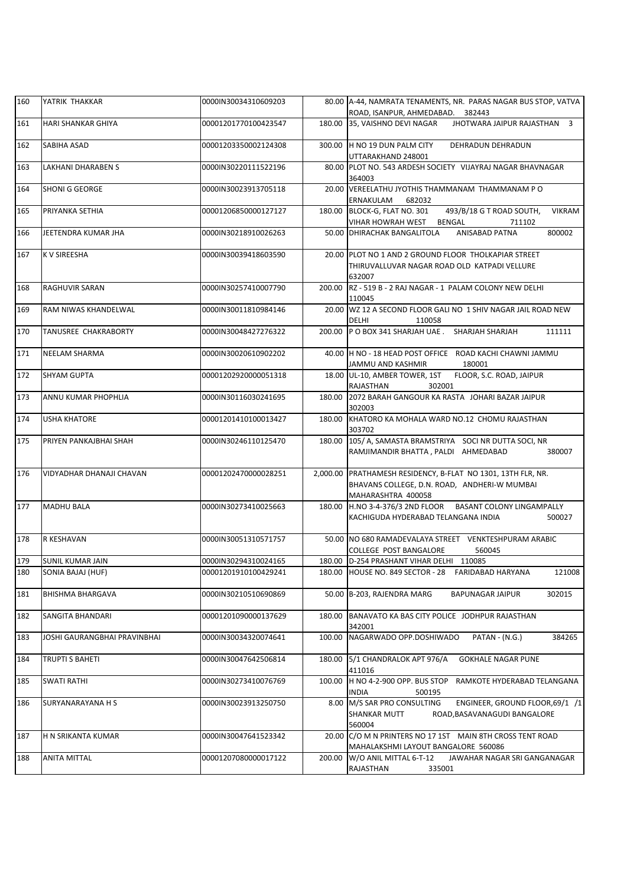| 160 | YATRIK THAKKAR | 0000IN30034310609203 | 80.00 | A-44, NAMRATA TENAMENTS, NR. PARAS NAGAR BUS STOP, VATVA ROAD, ISANPUR, AHMEDABAD. 382443 |
|---|---|---|---|---|
| 161 | HARI SHANKAR GHIYA | 00001201770100423547 | 180.00 | 35, VAISHNO DEVI NAGAR JHOTWARA JAIPUR RAJASTHAN 3 |
| 162 | SABIHA ASAD | 00001203350002124308 | 300.00 | H NO 19 DUN PALM CITY DEHRADUN DEHRADUN UTTARAKHAND 248001 |
| 163 | LAKHANI DHARABEN S | 0000IN30220111522196 | 80.00 | PLOT NO. 543 ARDESH SOCIETY VIJAYRAJ NAGAR BHAVNAGAR 364003 |
| 164 | SHONI G GEORGE | 0000IN30023913705118 | 20.00 | VEREELATHU JYOTHIS THAMMANAM THAMMANAM P O ERNAKULAM 682032 |
| 165 | PRIYANKA SETHIA | 00001206850000127127 | 180.00 | BLOCK-G, FLAT NO. 301 493/B/18 G T ROAD SOUTH, VIKRAM VIHAR HOWRAH WEST BENGAL 711102 |
| 166 | JEETENDRA KUMAR JHA | 0000IN30218910026263 | 50.00 | DHIRACHAK BANGALITOLA ANISABAD PATNA 800002 |
| 167 | K V SIREESHA | 0000IN30039418603590 | 20.00 | PLOT NO 1 AND 2 GROUND FLOOR THOLKAPIAR STREET THIRUVALLUVAR NAGAR ROAD OLD KATPADI VELLURE 632007 |
| 168 | RAGHUVIR SARAN | 0000IN30257410007790 | 200.00 | RZ - 519 B - 2 RAJ NAGAR - 1 PALAM COLONY NEW DELHI 110045 |
| 169 | RAM NIWAS KHANDELWAL | 0000IN30011810984146 | 20.00 | WZ 12 A SECOND FLOOR GALI NO 1 SHIV NAGAR JAIL ROAD NEW DELHI 110058 |
| 170 | TANUSREE CHAKRABORTY | 0000IN30048427276322 | 200.00 | P O BOX 341 SHARJAH UAE . SHARJAH SHARJAH 111111 |
| 171 | NEELAM SHARMA | 0000IN30020610902202 | 40.00 | H NO - 18 HEAD POST OFFICE ROAD KACHI CHAWNI JAMMU JAMMU AND KASHMIR 180001 |
| 172 | SHYAM GUPTA | 00001202920000051318 | 18.00 | UL-10, AMBER TOWER, 1ST FLOOR, S.C. ROAD, JAIPUR RAJASTHAN 302001 |
| 173 | ANNU KUMAR PHOPHLIA | 0000IN30116030241695 | 180.00 | 2072 BARAH GANGOUR KA RASTA JOHARI BAZAR JAIPUR 302003 |
| 174 | USHA KHATORE | 00001201410100013427 | 180.00 | KHATORO KA MOHALA WARD NO.12 CHOMU RAJASTHAN 303702 |
| 175 | PRIYEN PANKAJBHAI SHAH | 0000IN30246110125470 | 180.00 | 105/ A, SAMASTA BRAMSTRIYA SOCI NR DUTTA SOCI, NR RAMJIMANDIR BHATTA , PALDI AHMEDABAD 380007 |
| 176 | VIDYADHAR DHANAJI CHAVAN | 00001202470000028251 | 2,000.00 | PRATHAMESH RESIDENCY, B-FLAT NO 1301, 13TH FLR, NR. BHAVANS COLLEGE, D.N. ROAD, ANDHERI-W MUMBAI MAHARASHTRA 400058 |
| 177 | MADHU BALA | 0000IN30273410025663 | 180.00 | H.NO 3-4-376/3 2ND FLOOR BASANT COLONY LINGAMPALLY KACHIGUDA HYDERABAD TELANGANA INDIA 500027 |
| 178 | R KESHAVAN | 0000IN30051310571757 | 50.00 | NO 680 RAMADEVALAYA STREET VENKTESHPURAM ARABIC COLLEGE POST BANGALORE 560045 |
| 179 | SUNIL KUMAR JAIN | 0000IN30294310024165 | 180.00 | D-254 PRASHANT VIHAR DELHI 110085 |
| 180 | SONIA BAJAJ (HUF) | 00001201910100429241 | 180.00 | HOUSE NO. 849 SECTOR - 28 FARIDABAD HARYANA 121008 |
| 181 | BHISHMA BHARGAVA | 0000IN30210510690869 | 50.00 | B-203, RAJENDRA MARG BAPUNAGAR JAIPUR 302015 |
| 182 | SANGITA BHANDARI | 00001201090000137629 | 180.00 | BANAVATO KA BAS CITY POLICE JODHPUR RAJASTHAN 342001 |
| 183 | JOSHI GAURANGBHAI PRAVINBHAI | 0000IN30034320074641 | 100.00 | NAGARWADO OPP.DOSHIWADO PATAN - (N.G.) 384265 |
| 184 | TRUPTI S BAHETI | 0000IN30047642506814 | 180.00 | 5/1 CHANDRALOK APT 976/A GOKHALE NAGAR PUNE 411016 |
| 185 | SWATI RATHI | 0000IN30273410076769 | 100.00 | H NO 4-2-900 OPP. BUS STOP RAMKOTE HYDERABAD TELANGANA INDIA 500195 |
| 186 | SURYANARAYANA H S | 0000IN30023913250750 | 8.00 | M/S SAR PRO CONSULTING ENGINEER, GROUND FLOOR,69/1 /1 SHANKAR MUTT ROAD,BASAVANAGUDI BANGALORE 560004 |
| 187 | H N SRIKANTA KUMAR | 0000IN30047641523342 | 20.00 | C/O M N PRINTERS NO 17 1ST MAIN 8TH CROSS TENT ROAD MAHALAKSHMI LAYOUT BANGALORE 560086 |
| 188 | ANITA MITTAL | 00001207080000017122 | 200.00 | W/O ANIL MITTAL 6-T-12 JAWAHAR NAGAR SRI GANGANAGAR RAJASTHAN 335001 |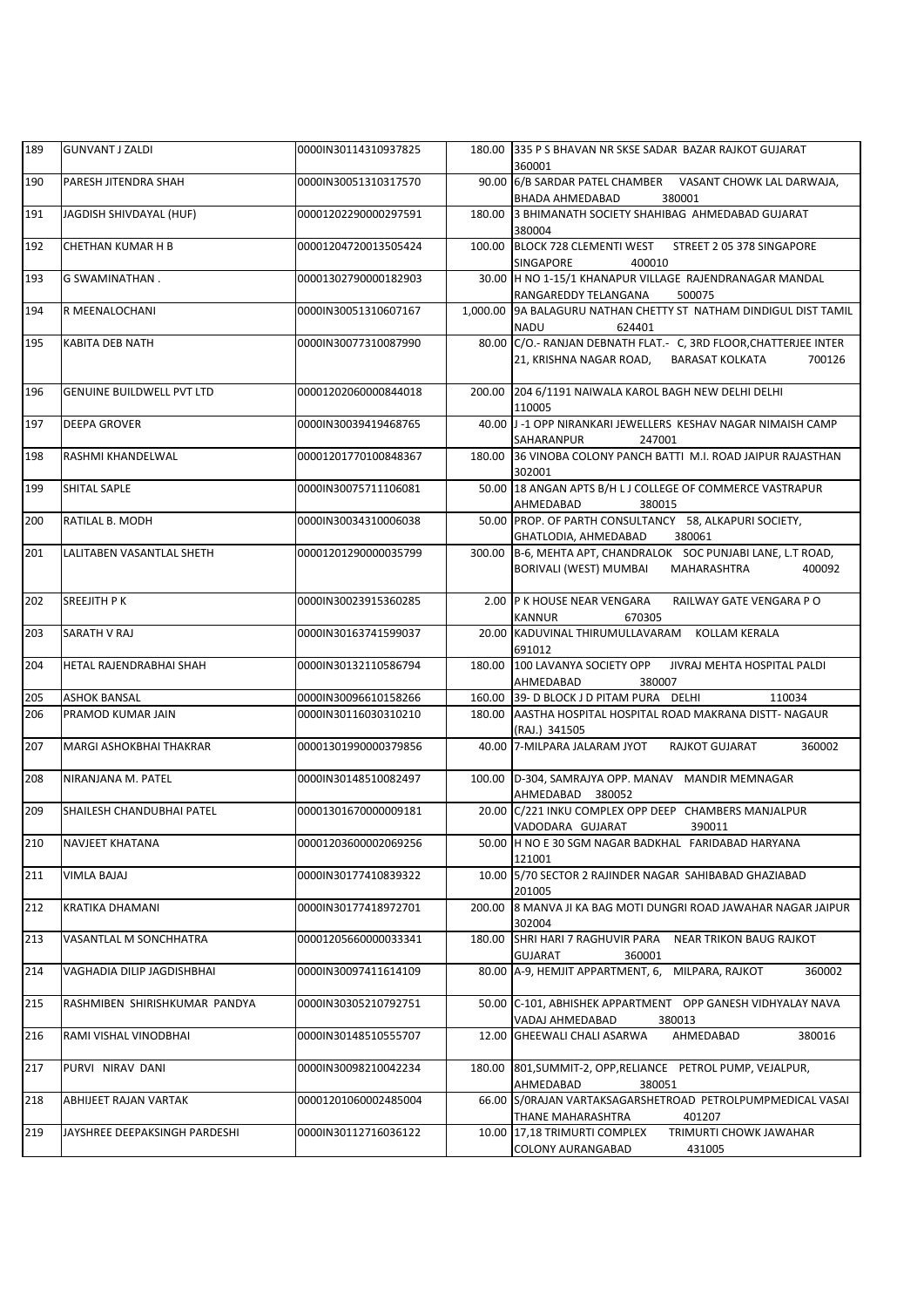| 189 | GUNVANT J ZALDI | 0000IN30114310937825 | 180.00 | 335 P S BHAVAN NR SKSE SADAR BAZAR RAJKOT GUJARAT 360001 |
|---|---|---|---|---|
| 190 | PARESH JITENDRA SHAH | 0000IN30051310317570 | 90.00 | 6/B SARDAR PATEL CHAMBER VASANT CHOWK LAL DARWAJA, BHADA AHMEDABAD 380001 |
| 191 | JAGDISH SHIVDAYAL (HUF) | 00001202290000297591 | 180.00 | 3 BHIMANATH SOCIETY SHAHIBAG AHMEDABAD GUJARAT 380004 |
| 192 | CHETHAN KUMAR H B | 00001204720013505424 | 100.00 | BLOCK 728 CLEMENTI WEST STREET 2 05 378 SINGAPORE SINGAPORE 400010 |
| 193 | G SWAMINATHAN . | 00001302790000182903 | 30.00 | H NO 1-15/1 KHANAPUR VILLAGE RAJENDRANAGAR MANDAL RANGAREDDY TELANGANA 500075 |
| 194 | R MEENALOCHANI | 0000IN30051310607167 | 1,000.00 | 9A BALAGURU NATHAN CHETTY ST NATHAM DINDIGUL DIST TAMIL NADU 624401 |
| 195 | KABITA DEB NATH | 0000IN30077310087990 | 80.00 | C/O.- RANJAN DEBNATH FLAT.- C, 3RD FLOOR,CHATTERJEE INTER 21, KRISHNA NAGAR ROAD, BARASAT KOLKATA 700126 |
| 196 | GENUINE BUILDWELL PVT LTD | 00001202060000844018 | 200.00 | 204 6/1191 NAIWALA KAROL BAGH NEW DELHI DELHI 110005 |
| 197 | DEEPA GROVER | 0000IN30039419468765 | 40.00 | J -1 OPP NIRANKARI JEWELLERS KESHAV NAGAR NIMAISH CAMP SAHARANPUR 247001 |
| 198 | RASHMI KHANDELWAL | 00001201770100848367 | 180.00 | 36 VINOBA COLONY PANCH BATTI M.I. ROAD JAIPUR RAJASTHAN 302001 |
| 199 | SHITAL SAPLE | 0000IN30075711106081 | 50.00 | 18 ANGAN APTS B/H L J COLLEGE OF COMMERCE VASTRAPUR AHMEDABAD 380015 |
| 200 | RATILAL B. MODH | 0000IN30034310006038 | 50.00 | PROP. OF PARTH CONSULTANCY 58, ALKAPURI SOCIETY, GHATLODIA, AHMEDABAD 380061 |
| 201 | LALITABEN VASANTLAL SHETH | 00001201290000035799 | 300.00 | B-6, MEHTA APT, CHANDRALOK SOC PUNJABI LANE, L.T ROAD, BORIVALI (WEST) MUMBAI MAHARASHTRA 400092 |
| 202 | SREEJITH P K | 0000IN30023915360285 | 2.00 | P K HOUSE NEAR VENGARA RAILWAY GATE VENGARA P O KANNUR 670305 |
| 203 | SARATH V RAJ | 0000IN30163741599037 | 20.00 | KADUVINAL THIRUMULLAVARAM KOLLAM KERALA 691012 |
| 204 | HETAL RAJENDRABHAI SHAH | 0000IN30132110586794 | 180.00 | 100 LAVANYA SOCIETY OPP JIVRAJ MEHTA HOSPITAL PALDI AHMEDABAD 380007 |
| 205 | ASHOK BANSAL | 0000IN30096610158266 | 160.00 | 39- D BLOCK J D PITAM PURA DELHI 110034 |
| 206 | PRAMOD KUMAR JAIN | 0000IN30116030310210 | 180.00 | AASTHA HOSPITAL HOSPITAL ROAD MAKRANA DISTT- NAGAUR (RAJ.) 341505 |
| 207 | MARGI ASHOKBHAI THAKRAR | 00001301990000379856 | 40.00 | 7-MILPARA JALARAM JYOT RAJKOT GUJARAT 360002 |
| 208 | NIRANJANA M. PATEL | 0000IN30148510082497 | 100.00 | D-304, SAMRAJYA OPP. MANAV MANDIR MEMNAGAR AHMEDABAD 380052 |
| 209 | SHAILESH CHANDUBHAI PATEL | 00001301670000009181 | 20.00 | C/221 INKU COMPLEX OPP DEEP CHAMBERS MANJALPUR VADODARA GUJARAT 390011 |
| 210 | NAVJEET KHATANA | 00001203600002069256 | 50.00 | H NO E 30 SGM NAGAR BADKHAL FARIDABAD HARYANA 121001 |
| 211 | VIMLA BAJAJ | 0000IN30177410839322 | 10.00 | 5/70 SECTOR 2 RAJINDER NAGAR SAHIBABAD GHAZIABAD 201005 |
| 212 | KRATIKA DHAMANI | 0000IN30177418972701 | 200.00 | 8 MANVA JI KA BAG MOTI DUNGRI ROAD JAWAHAR NAGAR JAIPUR 302004 |
| 213 | VASANTLAL M SONCHHATRA | 00001205660000033341 | 180.00 | SHRI HARI 7 RAGHUVIR PARA NEAR TRIKON BAUG RAJKOT GUJARAT 360001 |
| 214 | VAGHADIA DILIP JAGDISHBHAI | 0000IN30097411614109 | 80.00 | A-9, HEMJIT APPARTMENT, 6, MILPARA, RAJKOT 360002 |
| 215 | RASHMIBEN SHIRISHKUMAR PANDYA | 0000IN30305210792751 | 50.00 | C-101, ABHISHEK APPARTMENT OPP GANESH VIDHYALAY NAVA VADAJ AHMEDABAD 380013 |
| 216 | RAMI VISHAL VINODBHAI | 0000IN30148510555707 | 12.00 | GHEEWALI CHALI ASARWA AHMEDABAD 380016 |
| 217 | PURVI NIRAV DANI | 0000IN30098210042234 | 180.00 | 801,SUMMIT-2, OPP,RELIANCE PETROL PUMP, VEJALPUR, AHMEDABAD 380051 |
| 218 | ABHIJEET RAJAN VARTAK | 00001201060002485004 | 66.00 | S/0RAJAN VARTAKSAGARSHETROAD PETROLPUMPMEDICAL VASAI THANE MAHARASHTRA 401207 |
| 219 | JAYSHREE DEEPAKSINGH PARDESHI | 0000IN30112716036122 | 10.00 | 17,18 TRIMURTI COMPLEX TRIMURTI CHOWK JAWAHAR COLONY AURANGABAD 431005 |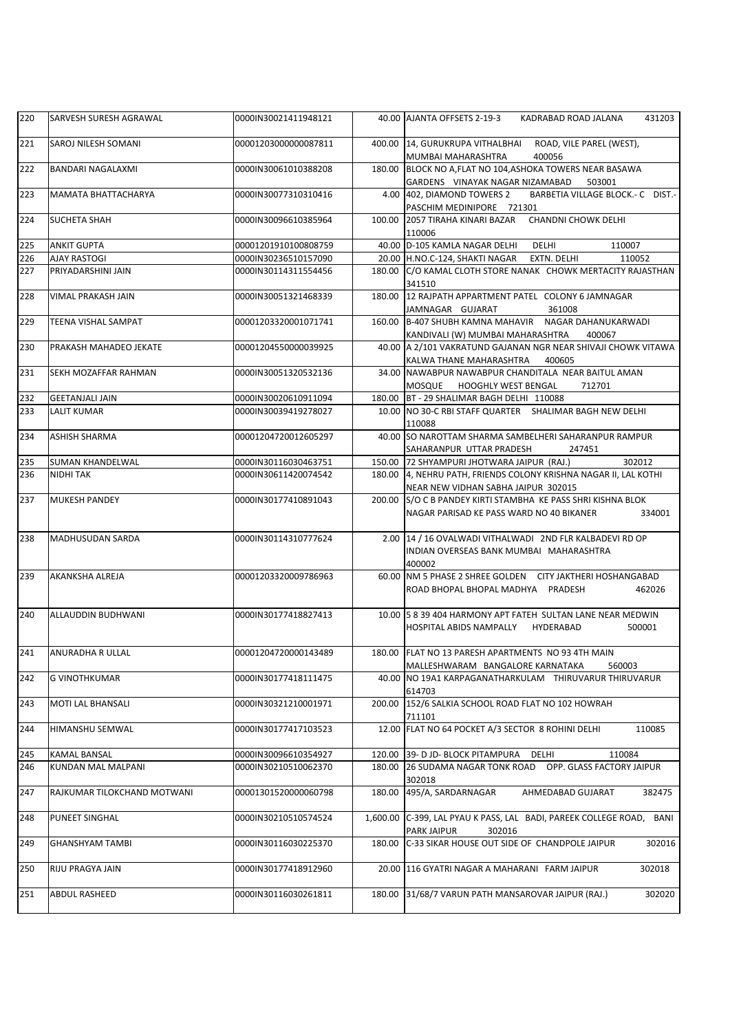| 220 | SARVESH SURESH AGRAWAL | 0000IN30021411948121 | 40.00 | AJANTA OFFSETS 2-19-3 KADRABAD ROAD JALANA 431203 |
|---|---|---|---|---|
| 221 | SAROJ NILESH SOMANI | 00001203000000087811 | 400.00 | 14, GURUKRUPA VITHALBHAI ROAD, VILE PAREL (WEST), MUMBAI MAHARASHTRA 400056 |
| 222 | BANDARI NAGALAXMI | 0000IN30061010388208 | 180.00 | BLOCK NO A,FLAT NO 104,ASHOKA TOWERS NEAR BASAWA GARDENS VINAYAK NAGAR NIZAMABAD 503001 |
| 223 | MAMATA BHATTACHARYA | 0000IN30077310310416 | 4.00 | 402, DIAMOND TOWERS 2 BARBETIA VILLAGE BLOCK.- C DIST.- PASCHIM MEDINIPORE 721301 |
| 224 | SUCHETA SHAH | 0000IN30096610385964 | 100.00 | 2057 TIRAHA KINARI BAZAR CHANDNI CHOWK DELHI 110006 |
| 225 | ANKIT GUPTA | 00001201910100808759 | 40.00 | D-105 KAMLA NAGAR DELHI DELHI 110007 |
| 226 | AJAY RASTOGI | 0000IN30236510157090 | 20.00 | H.NO.C-124, SHAKTI NAGAR EXTN. DELHI 110052 |
| 227 | PRIYADARSHINI JAIN | 0000IN30114311554456 | 180.00 | C/O KAMAL CLOTH STORE NANAK CHOWK MERTACITY RAJASTHAN 341510 |
| 228 | VIMAL PRAKASH JAIN | 0000IN30051321468339 | 180.00 | 12 RAJPATH APPARTMENT PATEL COLONY 6 JAMNAGAR JAMNAGAR GUJARAT 361008 |
| 229 | TEENA VISHAL SAMPAT | 00001203320001071741 | 160.00 | B-407 SHUBH KAMNA MAHAVIR NAGAR DAHANUKARWADI KANDIVALI (W) MUMBAI MAHARASHTRA 400067 |
| 230 | PRAKASH MAHADEO JEKATE | 00001204550000039925 | 40.00 | A 2/101 VAKRATUND GAJANAN NGR NEAR SHIVAJI CHOWK VITAWA KALWA THANE MAHARASHTRA 400605 |
| 231 | SEKH MOZAFFAR RAHMAN | 0000IN30051320532136 | 34.00 | NAWABPUR NAWABPUR CHANDITALA NEAR BAITUL AMAN MOSQUE HOOGHLY WEST BENGAL 712701 |
| 232 | GEETANJALI JAIN | 0000IN30020610911094 | 180.00 | BT - 29 SHALIMAR BAGH DELHI 110088 |
| 233 | LALIT KUMAR | 0000IN30039419278027 | 10.00 | NO 30-C RBI STAFF QUARTER SHALIMAR BAGH NEW DELHI 110088 |
| 234 | ASHISH SHARMA | 00001204720012605297 | 40.00 | SO NAROTTAM SHARMA SAMBELHERI SAHARANPUR RAMPUR SAHARANPUR UTTAR PRADESH 247451 |
| 235 | SUMAN KHANDELWAL | 0000IN30116030463751 | 150.00 | 72 SHYAMPURI JHOTWARA JAIPUR (RAJ.) 302012 |
| 236 | NIDHI TAK | 0000IN30611420074542 | 180.00 | 4, NEHRU PATH, FRIENDS COLONY KRISHNA NAGAR II, LAL KOTHI NEAR NEW VIDHAN SABHA JAIPUR 302015 |
| 237 | MUKESH PANDEY | 0000IN30177410891043 | 200.00 | S/O C B PANDEY KIRTI STAMBHA KE PASS SHRI KISHNA BLOK NAGAR PARISAD KE PASS WARD NO 40 BIKANER 334001 |
| 238 | MADHUSUDAN SARDA | 0000IN30114310777624 | 2.00 | 14 / 16 OVALWADI VITHALWADI 2ND FLR KALBADEVI RD OP INDIAN OVERSEAS BANK MUMBAI MAHARASHTRA 400002 |
| 239 | AKANKSHA ALREJA | 00001203320009786963 | 60.00 | NM 5 PHASE 2 SHREE GOLDEN CITY JAKTHERI HOSHANGABAD ROAD BHOPAL BHOPAL MADHYA PRADESH 462026 |
| 240 | ALLAUDDIN BUDHWANI | 0000IN30177418827413 | 10.00 | 5 8 39 404 HARMONY APT FATEH SULTAN LANE NEAR MEDWIN HOSPITAL ABIDS NAMPALLY HYDERABAD 500001 |
| 241 | ANURADHA R ULLAL | 00001204720000143489 | 180.00 | FLAT NO 13 PARESH APARTMENTS NO 93 4TH MAIN MALLESHWARAM BANGALORE KARNATAKA 560003 |
| 242 | G VINOTHKUMAR | 0000IN30177418111475 | 40.00 | NO 19A1 KARPAGANATHARKULAM THIRUVARUR THIRUVARUR 614703 |
| 243 | MOTI LAL BHANSALI | 0000IN30321210001971 | 200.00 | 152/6 SALKIA SCHOOL ROAD FLAT NO 102 HOWRAH 711101 |
| 244 | HIMANSHU SEMWAL | 0000IN30177417103523 | 12.00 | FLAT NO 64 POCKET A/3 SECTOR 8 ROHINI DELHI 110085 |
| 245 | KAMAL BANSAL | 0000IN30096610354927 | 120.00 | 39- D JD- BLOCK PITAMPURA DELHI 110084 |
| 246 | KUNDAN MAL MALPANI | 0000IN30210510062370 | 180.00 | 26 SUDAMA NAGAR TONK ROAD OPP. GLASS FACTORY JAIPUR 302018 |
| 247 | RAJKUMAR TILOKCHAND MOTWANI | 00001301520000060798 | 180.00 | 495/A, SARDARNAGAR AHMEDABAD GUJARAT 382475 |
| 248 | PUNEET SINGHAL | 0000IN30210510574524 | 1,600.00 | C-399, LAL PYAU K PASS, LAL BADI, PAREEK COLLEGE ROAD, BANI PARK JAIPUR 302016 |
| 249 | GHANSHYAM TAMBI | 0000IN30116030225370 | 180.00 | C-33 SIKAR HOUSE OUT SIDE OF CHANDPOLE JAIPUR 302016 |
| 250 | RIJU PRAGYA JAIN | 0000IN30177418912960 | 20.00 | 116 GYATRI NAGAR A MAHARANI FARM JAIPUR 302018 |
| 251 | ABDUL RASHEED | 0000IN30116030261811 | 180.00 | 31/68/7 VARUN PATH MANSAROVAR JAIPUR (RAJ.) 302020 |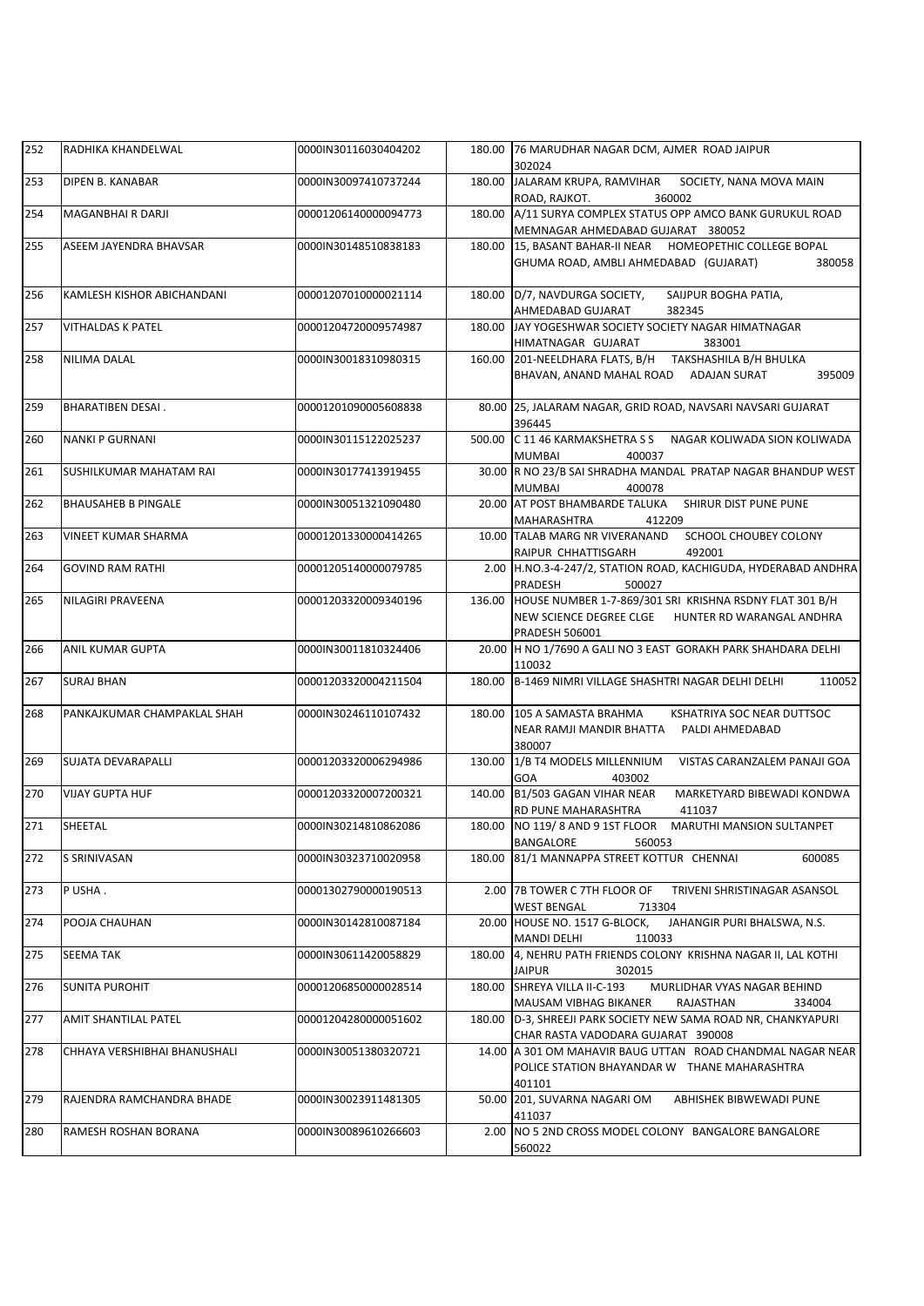| 252 | RADHIKA KHANDELWAL | 0000IN30116030404202 | 180.00 | 76 MARUDHAR NAGAR DCM, AJMER ROAD JAIPUR 302024 |
|---|---|---|---|---|
| 253 | DIPEN B. KANABAR | 0000IN30097410737244 | 180.00 | JALARAM KRUPA, RAMVIHAR SOCIETY, NANA MOVA MAIN ROAD, RAJKOT. 360002 |
| 254 | MAGANBHAI R DARJI | 00001206140000094773 | 180.00 | A/11 SURYA COMPLEX STATUS OPP AMCO BANK GURUKUL ROAD MEMNAGAR AHMEDABAD GUJARAT 380052 |
| 255 | ASEEM JAYENDRA BHAVSAR | 0000IN30148510838183 | 180.00 | 15, BASANT BAHAR-II NEAR HOMEOPETHIC COLLEGE BOPAL GHUMA ROAD, AMBLI AHMEDABAD (GUJARAT) 380058 |
| 256 | KAMLESH KISHOR ABICHANDANI | 00001207010000021114 | 180.00 | D/7, NAVDURGA SOCIETY, SAIJPUR BOGHA PATIA, AHMEDABAD GUJARAT 382345 |
| 257 | VITHALDAS K PATEL | 00001204720009574987 | 180.00 | JAY YOGESHWAR SOCIETY SOCIETY NAGAR HIMATNAGAR HIMATNAGAR GUJARAT 383001 |
| 258 | NILIMA DALAL | 0000IN30018310980315 | 160.00 | 201-NEELDHARA FLATS, B/H TAKSHASHILA B/H BHULKA BHAVAN, ANAND MAHAL ROAD ADAJAN SURAT 395009 |
| 259 | BHARATIBEN DESAI . | 00001201090005608838 | 80.00 | 25, JALARAM NAGAR, GRID ROAD, NAVSARI NAVSARI GUJARAT 396445 |
| 260 | NANKI P GURNANI | 0000IN30115122025237 | 500.00 | C 11 46 KARMAKSHETRA S S NAGAR KOLIWADA SION KOLIWADA MUMBAI 400037 |
| 261 | SUSHILKUMAR MAHATAM RAI | 0000IN30177413919455 | 30.00 | R NO 23/B SAI SHRADHA MANDAL PRATAP NAGAR BHANDUP WEST MUMBAI 400078 |
| 262 | BHAUSAHEB B PINGALE | 0000IN30051321090480 | 20.00 | AT POST BHAMBARDE TALUKA SHIRUR DIST PUNE PUNE MAHARASHTRA 412209 |
| 263 | VINEET KUMAR SHARMA | 00001201330000414265 | 10.00 | TALAB MARG NR VIVERANAND SCHOOL CHOUBEY COLONY RAIPUR CHHATTISGARH 492001 |
| 264 | GOVIND RAM RATHI | 00001205140000079785 | 2.00 | H.NO.3-4-247/2, STATION ROAD, KACHIGUDA, HYDERABAD ANDHRA PRADESH 500027 |
| 265 | NILAGIRI PRAVEENA | 00001203320009340196 | 136.00 | HOUSE NUMBER 1-7-869/301 SRI KRISHNA RSDNY FLAT 301 B/H NEW SCIENCE DEGREE CLGE HUNTER RD WARANGAL ANDHRA PRADESH 506001 |
| 266 | ANIL KUMAR GUPTA | 0000IN30011810324406 | 20.00 | H NO 1/7690 A GALI NO 3 EAST GORAKH PARK SHAHDARA DELHI 110032 |
| 267 | SURAJ BHAN | 00001203320004211504 | 180.00 | B-1469 NIMRI VILLAGE SHASHTRI NAGAR DELHI DELHI 110052 |
| 268 | PANKAJKUMAR CHAMPAKLAL SHAH | 0000IN30246110107432 | 180.00 | 105 A SAMASTA BRAHMA KSHATRIYA SOC NEAR DUTTSOC NEAR RAMJI MANDIR BHATTA PALDI AHMEDABAD 380007 |
| 269 | SUJATA DEVARAPALLI | 00001203320006294986 | 130.00 | 1/B T4 MODELS MILLENNIUM VISTAS CARANZALEM PANAJI GOA GOA 403002 |
| 270 | VIJAY GUPTA HUF | 00001203320007200321 | 140.00 | B1/503 GAGAN VIHAR NEAR MARKETYARD BIBEWADI KONDWA RD PUNE MAHARASHTRA 411037 |
| 271 | SHEETAL | 0000IN30214810862086 | 180.00 | NO 119/ 8 AND 9 1ST FLOOR MARUTHI MANSION SULTANPET BANGALORE 560053 |
| 272 | S SRINIVASAN | 0000IN30323710020958 | 180.00 | 81/1 MANNAPPA STREET KOTTUR CHENNAI 600085 |
| 273 | P USHA . | 00001302790000190513 | 2.00 | 7B TOWER C 7TH FLOOR OF TRIVENI SHRISTINAGAR ASANSOL WEST BENGAL 713304 |
| 274 | POOJA CHAUHAN | 0000IN30142810087184 | 20.00 | HOUSE NO. 1517 G-BLOCK, JAHANGIR PURI BHALSWA, N.S. MANDI DELHI 110033 |
| 275 | SEEMA TAK | 0000IN30611420058829 | 180.00 | 4, NEHRU PATH FRIENDS COLONY KRISHNA NAGAR II, LAL KOTHI JAIPUR 302015 |
| 276 | SUNITA PUROHIT | 00001206850000028514 | 180.00 | SHREYA VILLA II-C-193 MURLIDHAR VYAS NAGAR BEHIND MAUSAM VIBHAG BIKANER RAJASTHAN 334004 |
| 277 | AMIT SHANTILAL PATEL | 00001204280000051602 | 180.00 | D-3, SHREEJI PARK SOCIETY NEW SAMA ROAD NR, CHANKYAPURI CHAR RASTA VADODARA GUJARAT 390008 |
| 278 | CHHAYA VERSHIBHAI BHANUSHALI | 0000IN30051380320721 | 14.00 | A 301 OM MAHAVIR BAUG UTTAN ROAD CHANDMAL NAGAR NEAR POLICE STATION BHAYANDAR W THANE MAHARASHTRA 401101 |
| 279 | RAJENDRA RAMCHANDRA BHADE | 0000IN30023911481305 | 50.00 | 201, SUVARNA NAGARI OM ABHISHEK BIBWEWADI PUNE 411037 |
| 280 | RAMESH ROSHAN BORANA | 0000IN30089610266603 | 2.00 | NO 5 2ND CROSS MODEL COLONY BANGALORE BANGALORE 560022 |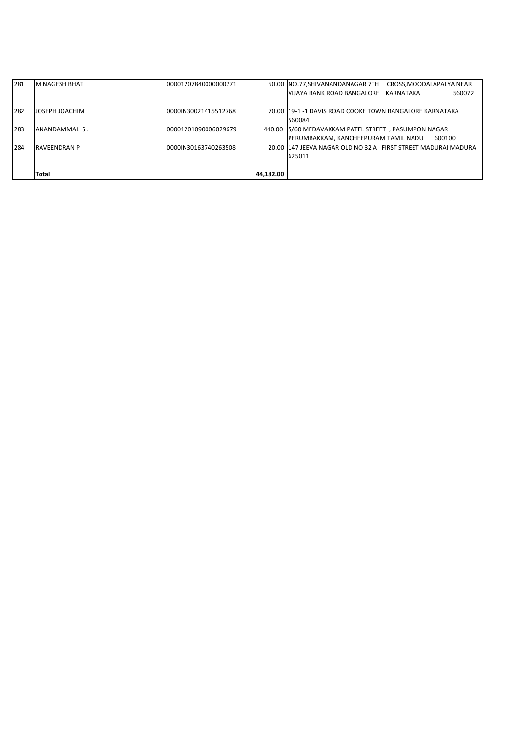| | | | | |
|---|---|---|---|---|
| 281 | M NAGESH BHAT | 00001207840000000771 | 50.00 | NO.77,SHIVANANDANAGAR 7TH CROSS,MOODALAPALYA NEAR VIJAYA BANK ROAD BANGALORE KARNATAKA 560072 |
| 282 | JOSEPH JOACHIM | 0000IN30021415512768 | 70.00 | 19-1 -1 DAVIS ROAD COOKE TOWN BANGALORE KARNATAKA 560084 |
| 283 | ANANDAMMAL S . | 00001201090006029679 | 440.00 | 5/60 MEDAVAKKAM PATEL STREET , PASUMPON NAGAR PERUMBAKKAM, KANCHEEPURAM TAMIL NADU 600100 |
| 284 | RAVEENDRAN P | 0000IN30163740263508 | 20.00 | 147 JEEVA NAGAR OLD NO 32 A FIRST STREET MADURAI MADURAI 625011 |
| | | | | |
| | **Total** | | **44,182.00** | |